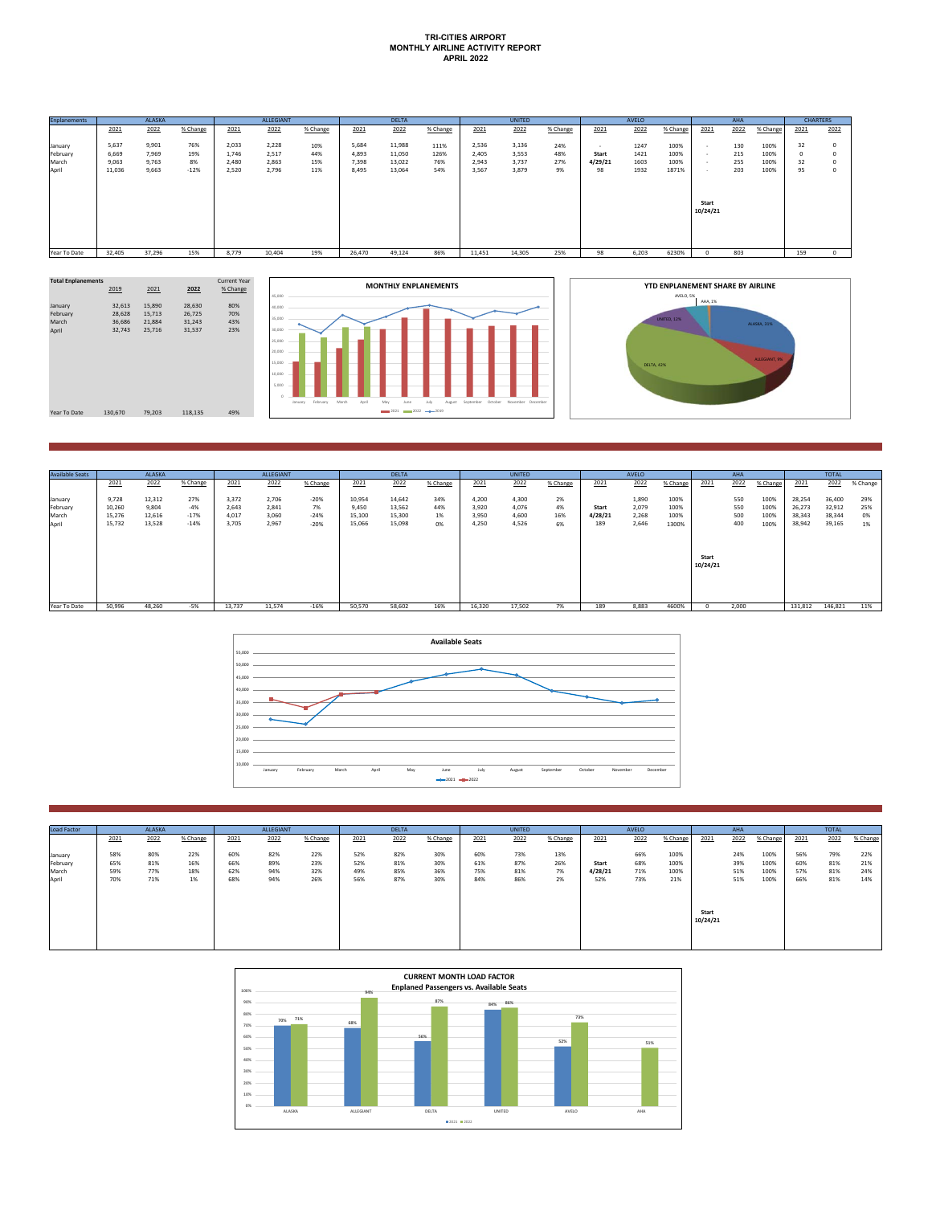# TRI-CITIES AIRPORT
## MONTHLY AIRLINE ACTIVITY REPORT
## APRIL 2022

| Enplanements | ALASKA | | | ALLEGIANT | | | DELTA | | | UNITED | | | AVELO | | | AHA | | | CHARTERS | |
|---|---|---|---|---|---|---|---|---|---|---|---|---|---|---|---|---|---|---|---|---|
| | 2021 | 2022 | % Change | 2021 | 2022 | % Change | 2021 | 2022 | % Change | 2021 | 2022 | % Change | 2021 | 2022 | % Change | 2021 | 2022 | % Change | 2021 | 2022 |
| January | 5,637 | 9,901 | 76% | 2,033 | 2,228 | 10% | 5,684 | 11,988 | 111% | 2,536 | 3,136 | 24% | - | 1247 | 100% | - | 130 | 100% | 32 | 0 |
| February | 6,669 | 7,969 | 19% | 1,746 | 2,517 | 44% | 4,893 | 11,050 | 126% | 2,405 | 3,553 | 48% | Start | 1421 | 100% | - | 215 | 100% | 0 | 0 |
| March | 9,063 | 9,763 | 8% | 2,480 | 2,863 | 15% | 7,398 | 13,022 | 76% | 2,943 | 3,737 | 27% | 4/29/21 | 1603 | 100% | - | 255 | 100% | 32 | 0 |
| April | 11,036 | 9,663 | -12% | 2,520 | 2,796 | 11% | 8,495 | 13,064 | 54% | 3,567 | 3,879 | 9% | 98 | 1932 | 1871% | - | 203 | 100% | 95 | 0 |
| | | | | | | | | | | | | | | | | Start 10/24/21 | | | | |
| Year To Date | 32,405 | 37,296 | 15% | 8,779 | 10,404 | 19% | 26,470 | 49,124 | 86% | 11,451 | 14,305 | 25% | 98 | 6,203 | 6230% | 0 | 803 | | 159 | 0 |

| Total Enplanements | 2019 | 2021 | 2022 | Current Year % Change |
|---|---|---|---|---|
| January | 32,613 | 15,890 | 28,630 | 80% |
| February | 28,628 | 15,713 | 26,725 | 70% |
| March | 36,686 | 21,884 | 31,243 | 43% |
| April | 32,743 | 25,716 | 31,537 | 23% |
| Year To Date | 130,670 | 79,203 | 118,135 | 49% |

**MONTHLY ENPLANEMENTS**

**YTD ENPLANEMENT SHARE BY AIRLINE**

| Available Seats | ALASKA | | | ALLEGIANT | | | DELTA | | | UNITED | | | AVELO | | | AHA | | | TOTAL | | |
|---|---|---|---|---|---|---|---|---|---|---|---|---|---|---|---|---|---|---|---|---|---|
| | 2021 | 2022 | % Change | 2021 | 2022 | % Change | 2021 | 2022 | % Change | 2021 | 2022 | % Change | 2021 | 2022 | % Change | 2021 | 2022 | % Change | 2021 | 2022 | % Change |
| January | 9,728 | 12,312 | 27% | 3,372 | 2,706 | -20% | 10,954 | 14,642 | 34% | 4,200 | 4,300 | 2% | | 1,890 | 100% | | 550 | 100% | 28,254 | 36,400 | 29% |
| February | 10,260 | 9,804 | -4% | 2,643 | 2,841 | 7% | 9,450 | 13,562 | 44% | 3,920 | 4,076 | 4% | Start | 2,079 | 100% | | 550 | 100% | 26,273 | 32,912 | 25% |
| March | 15,276 | 12,616 | -17% | 4,017 | 3,060 | -24% | 15,100 | 15,300 | 1% | 3,950 | 4,600 | 16% | 4/28/21 | 2,268 | 100% | | 500 | 100% | 38,343 | 38,344 | 0% |
| April | 15,732 | 13,528 | -14% | 3,705 | 2,967 | -20% | 15,066 | 15,098 | 0% | 4,250 | 4,526 | 6% | 189 | 2,646 | 1300% | | 400 | 100% | 38,942 | 39,165 | 1% |
| | | | | | | | | | | | | | | | | Start 10/24/21 | | | | | |
| Year To Date | 50,996 | 48,260 | -5% | 13,737 | 11,574 | -16% | 50,570 | 58,602 | 16% | 16,320 | 17,502 | 7% | 189 | 8,883 | 4600% | 0 | 2,000 | | 131,812 | 146,821 | 11% |

**Available Seats**

| Load Factor | ALASKA | | | ALLEGIANT | | | DELTA | | | UNITED | | | AVELO | | | AHA | | | TOTAL | | |
|---|---|---|---|---|---|---|---|---|---|---|---|---|---|---|---|---|---|---|---|---|---|
| | 2021 | 2022 | % Change | 2021 | 2022 | % Change | 2021 | 2022 | % Change | 2021 | 2022 | % Change | 2021 | 2022 | % Change | 2021 | 2022 | % Change | 2021 | 2022 | % Change |
| January | 58% | 80% | 22% | 60% | 82% | 22% | 52% | 82% | 30% | 60% | 73% | 13% | | 66% | 100% | | 24% | 100% | 56% | 79% | 22% |
| February | 65% | 81% | 16% | 66% | 89% | 23% | 52% | 81% | 30% | 61% | 87% | 26% | Start | 68% | 100% | | 39% | 100% | 60% | 81% | 21% |
| March | 59% | 77% | 18% | 62% | 94% | 32% | 49% | 85% | 36% | 75% | 81% | 7% | 4/28/21 | 71% | 100% | | 51% | 100% | 57% | 81% | 24% |
| April | 70% | 71% | 1% | 68% | 94% | 26% | 56% | 87% | 30% | 84% | 86% | 2% | 52% | 73% | 21% | | 51% | 100% | 66% | 81% | 14% |
| | | | | | | | | | | | | | | | | Start 10/24/21 | | | | | |

**CURRENT MONTH LOAD FACTOR**
**Enplaned Passengers vs. Available Seats**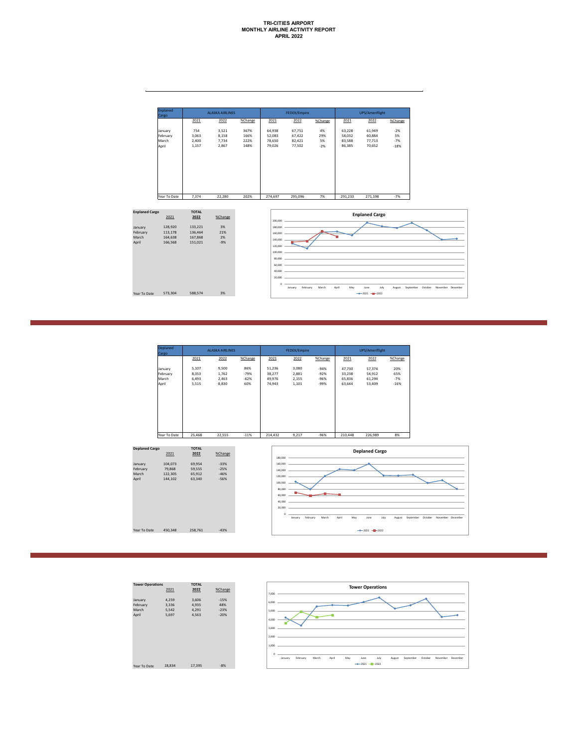# TRI-CITIES AIRPORT
## MONTHLY AIRLINE ACTIVITY REPORT
## APRIL 2022

| Enplaned Cargo | ALASKA AIRLINES | | | FEDEX/Empire | | | UPS/Ameriflight | | |
|---|---|---|---|---|---|---|---|---|---|
| | 2021 | 2022 | %Change | 2021 | 2022 | %Change | 2021 | 2022 | %Change |
| January | 754 | 3,521 | 367% | 64,938 | 67,751 | 4% | 63,228 | 61,949 | -2% |
| February | 3,063 | 8,158 | 166% | 52,083 | 67,422 | 29% | 58,032 | 60,884 | 5% |
| March | 2,400 | 7,734 | 222% | 78,650 | 82,421 | 5% | 83,588 | 77,713 | -7% |
| April | 1,157 | 2,867 | 148% | 79,026 | 77,502 | -2% | 86,385 | 70,652 | -18% |
| Year To Date | 7,374 | 22,280 | 202% | 274,697 | 295,096 | 7% | 291,233 | 271,198 | -7% |

| Enplaned Cargo | 2021 | TOTAL 2022 | %Change |
|---|---|---|---|
| January | 128,920 | 133,221 | 3% |
| February | 113,178 | 136,464 | 21% |
| March | 164,638 | 167,868 | 2% |
| April | 166,568 | 151,021 | -9% |
| Year To Date | 573,304 | 588,574 | 3% |

Enplaned Cargo

200,000
180,000
160,000
140,000
120,000
100,000
80,000
60,000
40,000
20,000
0

January February March April May June July August September October November December

2021 2022

| Deplaned Cargo | ALASKA AIRLINES | | | FEDEX/Empire | | | UPS/Ameriflight | | |
|---|---|---|---|---|---|---|---|---|---|
| | 2021 | 2022 | %Change | 2021 | 2022 | %Change | 2021 | 2022 | %Change |
| January | 5,107 | 9,500 | 86% | 51,236 | 3,080 | -94% | 47,730 | 57,374 | 20% |
| February | 8,353 | 1,762 | -79% | 38,277 | 2,881 | -92% | 33,238 | 54,912 | 65% |
| March | 6,493 | 2,463 | -62% | 49,976 | 2,155 | -96% | 65,836 | 61,294 | -7% |
| April | 5,515 | 8,830 | 60% | 74,943 | 1,101 | -99% | 63,644 | 53,409 | -16% |
| Year To Date | 25,468 | 22,555 | -11% | 214,432 | 9,217 | -96% | 210,448 | 226,989 | 8% |

| Deplaned Cargo | 2021 | TOTAL 2022 | %Change |
|---|---|---|---|
| January | 104,073 | 69,954 | -33% |
| February | 79,868 | 59,555 | -25% |
| March | 122,305 | 65,912 | -46% |
| April | 144,102 | 63,340 | -56% |
| Year To Date | 450,348 | 258,761 | -43% |

Deplaned Cargo

180,000
160,000
140,000
120,000
100,000
80,000
60,000
40,000
20,000
0

January February March April May June July August September October November December

2021 2022

| Tower Operations | 2021 | TOTAL 2022 | %Change |
|---|---|---|---|
| January | 4,259 | 3,606 | -15% |
| February | 3,336 | 4,935 | 48% |
| March | 5,542 | 4,291 | -23% |
| April | 5,697 | 4,563 | -20% |
| Year To Date | 18,834 | 17,395 | -8% |

Tower Operations

7,000
6,000
5,000
4,000
3,000
2,000
1,000
0

January February March April May June July August September October November December

2021 2022